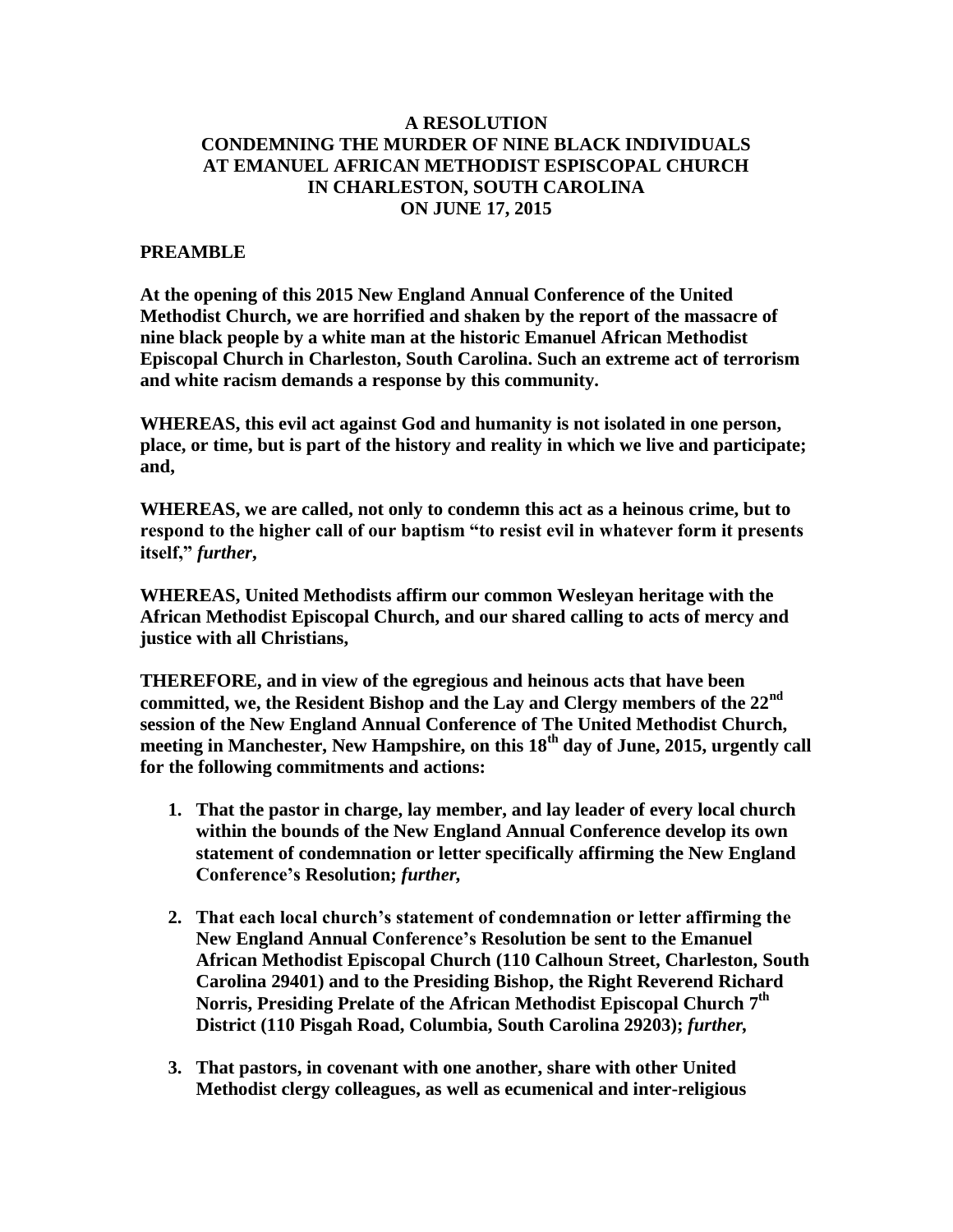# A RESOLUTION
# CONDEMNING THE MURDER OF NINE BLACK INDIVIDUALS AT EMANUEL AFRICAN METHODIST ESPISCOPAL CHURCH IN CHARLESTON, SOUTH CAROLINA ON JUNE 17, 2015

## PREAMBLE

**At the opening of this 2015 New England Annual Conference of the United Methodist Church, we are horrified and shaken by the report of the massacre of nine black people by a white man at the historic Emanuel African Methodist Episcopal Church in Charleston, South Carolina. Such an extreme act of terrorism and white racism demands a response by this community.**

**WHEREAS, this evil act against God and humanity is not isolated in one person, place, or time, but is part of the history and reality in which we live and participate; and,**

**WHEREAS, we are called, not only to condemn this act as a heinous crime, but to respond to the higher call of our baptism "to resist evil in whatever form it presents itself,"** ***further,***

**WHEREAS, United Methodists affirm our common Wesleyan heritage with the African Methodist Episcopal Church, and our shared calling to acts of mercy and justice with all Christians,**

**THEREFORE, and in view of the egregious and heinous acts that have been committed, we, the Resident Bishop and the Lay and Clergy members of the 22nd session of the New England Annual Conference of The United Methodist Church, meeting in Manchester, New Hampshire, on this 18th day of June, 2015, urgently call for the following commitments and actions:**

1. **That the pastor in charge, lay member, and lay leader of every local church within the bounds of the New England Annual Conference develop its own statement of condemnation or letter specifically affirming the New England Conference's Resolution;** ***further,***

2. **That each local church's statement of condemnation or letter affirming the New England Annual Conference's Resolution be sent to the Emanuel African Methodist Episcopal Church (110 Calhoun Street, Charleston, South Carolina 29401) and to the Presiding Bishop, the Right Reverend Richard Norris, Presiding Prelate of the African Methodist Episcopal Church 7th District (110 Pisgah Road, Columbia, South Carolina 29203);** ***further,***

3. **That pastors, in covenant with one another, share with other United Methodist clergy colleagues, as well as ecumenical and inter-religious**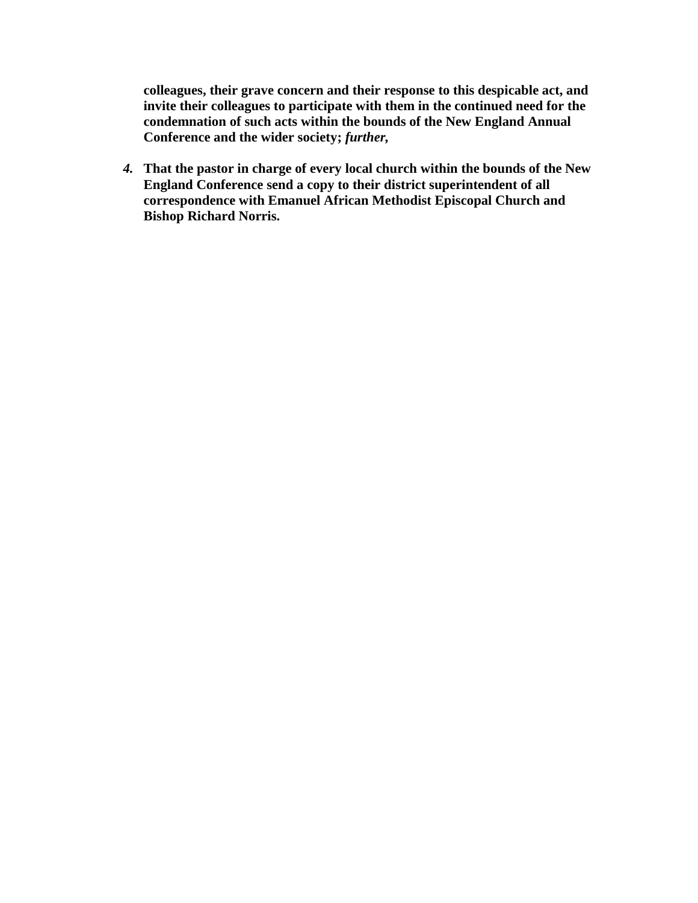**colleagues, their grave concern and their response to this despicable act, and invite their colleagues to participate with them in the continued need for the condemnation of such acts within the bounds of the New England Annual Conference and the wider society; *further,***

4. **That the pastor in charge of every local church within the bounds of the New England Conference send a copy to their district superintendent of all correspondence with Emanuel African Methodist Episcopal Church and Bishop Richard Norris.**